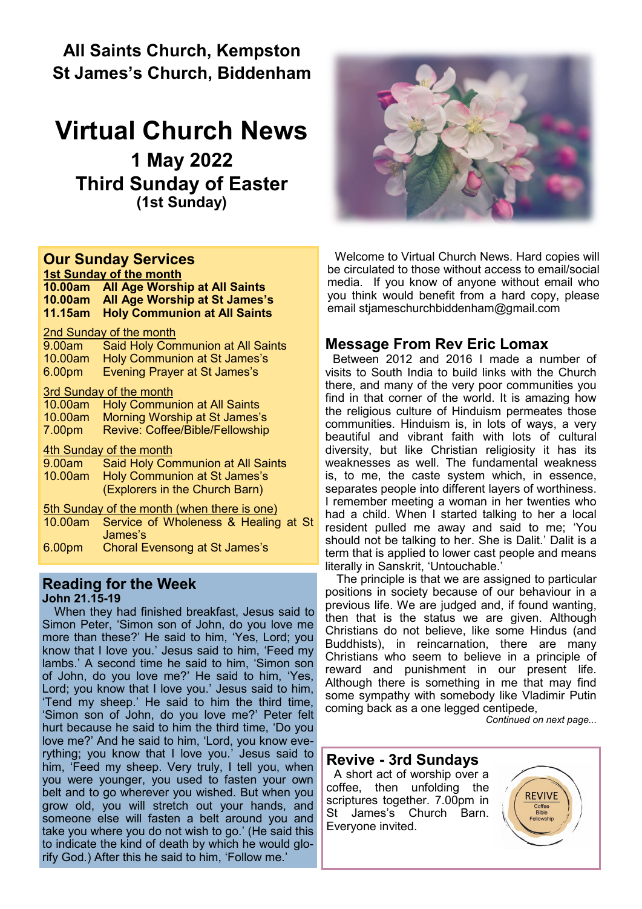**All Saints Church, Kempston**
**St James's Church, Biddenham**

# Virtual Church News

## 1 May 2022
## Third Sunday of Easter
**(1st Sunday)**

## Our Sunday Services

<u>1st Sunday of the month</u>

| | |
|---|---|
| **10.00am** | **All Age Worship at All Saints** |
| **10.00am** | **All Age Worship at St James's** |
| **11.15am** | **Holy Communion at All Saints** |

<u>2nd Sunday of the month</u>

| | |
|---|---|
| 9.00am | Said Holy Communion at All Saints |
| 10.00am | Holy Communion at St James's |
| 6.00pm | Evening Prayer at St James's |

<u>3rd Sunday of the month</u>

| | |
|---|---|
| 10.00am | Holy Communion at All Saints |
| 10.00am | Morning Worship at St James's |
| 7.00pm | Revive: Coffee/Bible/Fellowship |

<u>4th Sunday of the month</u>

| | |
|---|---|
| 9.00am | Said Holy Communion at All Saints |
| 10.00am | Holy Communion at St James's (Explorers in the Church Barn) |

<u>5th Sunday of the month (when there is one)</u>

| | |
|---|---|
| 10.00am | Service of Wholeness & Healing at St James's |
| 6.00pm | Choral Evensong at St James's |

## Reading for the Week
**John 21.15-19**

When they had finished breakfast, Jesus said to Simon Peter, 'Simon son of John, do you love me more than these?' He said to him, 'Yes, Lord; you know that I love you.' Jesus said to him, 'Feed my lambs.' A second time he said to him, 'Simon son of John, do you love me?' He said to him, 'Yes, Lord; you know that I love you.' Jesus said to him, 'Tend my sheep.' He said to him the third time, 'Simon son of John, do you love me?' Peter felt hurt because he said to him the third time, 'Do you love me?' And he said to him, 'Lord, you know everything; you know that I love you.' Jesus said to him, 'Feed my sheep. Very truly, I tell you, when you were younger, you used to fasten your own belt and to go wherever you wished. But when you grow old, you will stretch out your hands, and someone else will fasten a belt around you and take you where you do not wish to go.' (He said this to indicate the kind of death by which he would glorify God.) After this he said to him, 'Follow me.'

Welcome to Virtual Church News. Hard copies will be circulated to those without access to email/social media. If you know of anyone without email who you think would benefit from a hard copy, please email stjameschurchbiddenham@gmail.com

## Message From Rev Eric Lomax

Between 2012 and 2016 I made a number of visits to South India to build links with the Church there, and many of the very poor communities you find in that corner of the world. It is amazing how the religious culture of Hinduism permeates those communities. Hinduism is, in lots of ways, a very beautiful and vibrant faith with lots of cultural diversity, but like Christian religiosity it has its weaknesses as well. The fundamental weakness is, to me, the caste system which, in essence, separates people into different layers of worthiness. I remember meeting a woman in her twenties who had a child. When I started talking to her a local resident pulled me away and said to me; 'You should not be talking to her. She is Dalit.' Dalit is a term that is applied to lower cast people and means literally in Sanskrit, 'Untouchable.'

The principle is that we are assigned to particular positions in society because of our behaviour in a previous life. We are judged and, if found wanting, then that is the status we are given. Although Christians do not believe, like some Hindus (and Buddhists), in reincarnation, there are many Christians who seem to believe in a principle of reward and punishment in our present life. Although there is something in me that may find some sympathy with somebody like Vladimir Putin coming back as a one legged centipede,

*Continued on next page...*

## Revive - 3rd Sundays

A short act of worship over a coffee, then unfolding the scriptures together. 7.00pm in St James's Church Barn. Everyone invited.

REVIVE
Coffee
Bible
Fellowship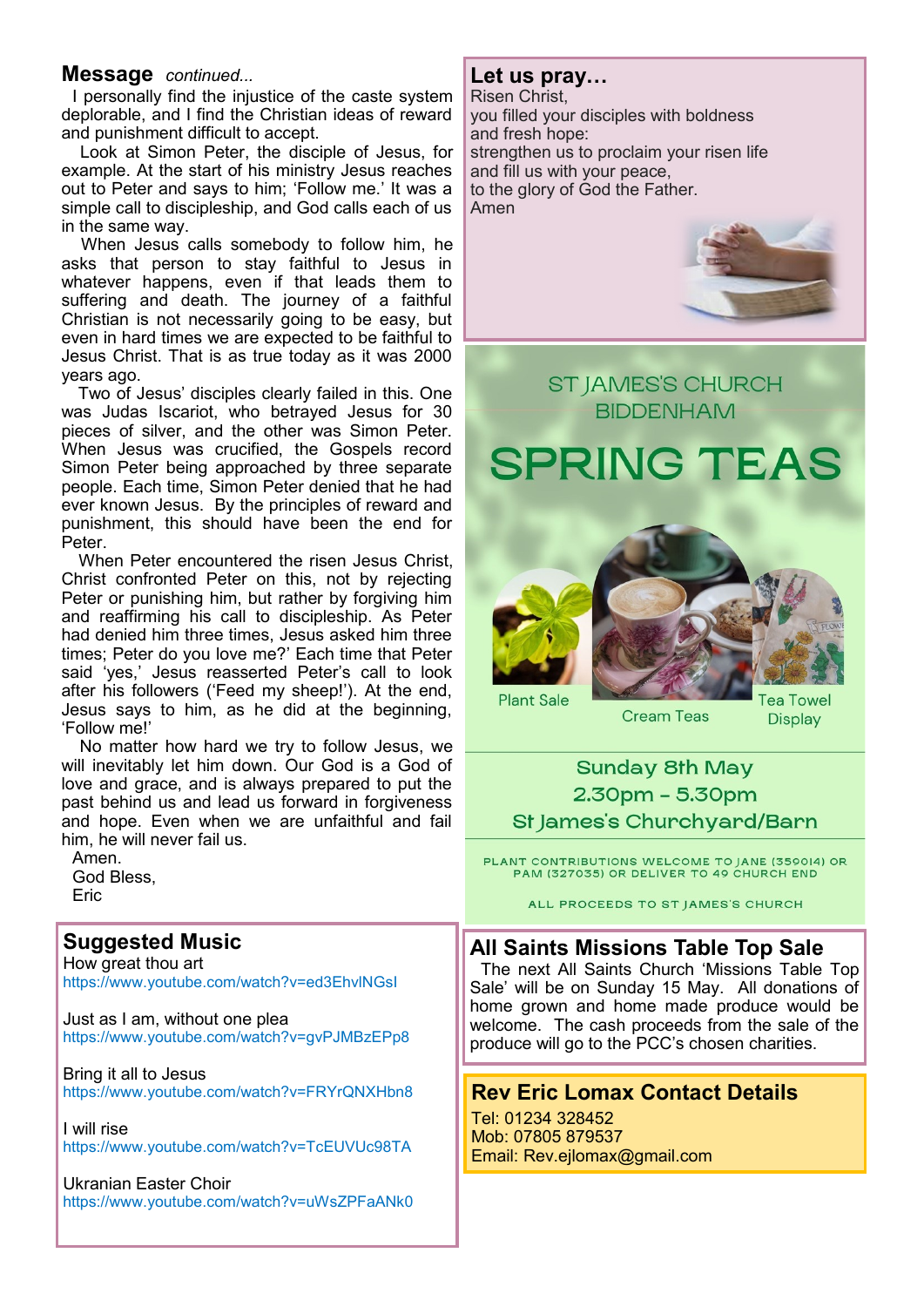## Message *continued...*

I personally find the injustice of the caste system deplorable, and I find the Christian ideas of reward and punishment difficult to accept.

Look at Simon Peter, the disciple of Jesus, for example. At the start of his ministry Jesus reaches out to Peter and says to him; 'Follow me.' It was a simple call to discipleship, and God calls each of us in the same way.

When Jesus calls somebody to follow him, he asks that person to stay faithful to Jesus in whatever happens, even if that leads them to suffering and death. The journey of a faithful Christian is not necessarily going to be easy, but even in hard times we are expected to be faithful to Jesus Christ. That is as true today as it was 2000 years ago.

Two of Jesus' disciples clearly failed in this. One was Judas Iscariot, who betrayed Jesus for 30 pieces of silver, and the other was Simon Peter. When Jesus was crucified, the Gospels record Simon Peter being approached by three separate people. Each time, Simon Peter denied that he had ever known Jesus. By the principles of reward and punishment, this should have been the end for Peter.

When Peter encountered the risen Jesus Christ, Christ confronted Peter on this, not by rejecting Peter or punishing him, but rather by forgiving him and reaffirming his call to discipleship. As Peter had denied him three times, Jesus asked him three times; Peter do you love me?' Each time that Peter said 'yes,' Jesus reasserted Peter's call to look after his followers ('Feed my sheep!'). At the end, Jesus says to him, as he did at the beginning, 'Follow me!'

No matter how hard we try to follow Jesus, we will inevitably let him down. Our God is a God of love and grace, and is always prepared to put the past behind us and lead us forward in forgiveness and hope. Even when we are unfaithful and fail him, he will never fail us.

Amen.
God Bless,
Eric

## Suggested Music

How great thou art
https://www.youtube.com/watch?v=ed3EhvlNGsI

Just as I am, without one plea
https://www.youtube.com/watch?v=gvPJMBzEPp8

Bring it all to Jesus
https://www.youtube.com/watch?v=FRYrQNXHbn8

I will rise
https://www.youtube.com/watch?v=TcEUVUc98TA

Ukranian Easter Choir
https://www.youtube.com/watch?v=uWsZPFaANk0

## Let us pray…

Risen Christ,
you filled your disciples with boldness
and fresh hope:
strengthen us to proclaim your risen life
and fill us with your peace,
to the glory of God the Father.
Amen

## ST JAMES'S CHURCH BIDDENHAM

# SPRING TEAS

Plant Sale — Cream Teas — Tea Towel Display

**Sunday 8th May**
**2.30pm – 5.30pm**
**St James's Churchyard/Barn**

PLANT CONTRIBUTIONS WELCOME TO JANE (359014) OR PAM (327035) OR DELIVER TO 49 CHURCH END

ALL PROCEEDS TO ST JAMES'S CHURCH

## All Saints Missions Table Top Sale

The next All Saints Church 'Missions Table Top Sale' will be on Sunday 15 May. All donations of home grown and home made produce would be welcome. The cash proceeds from the sale of the produce will go to the PCC's chosen charities.

## Rev Eric Lomax Contact Details

Tel: 01234 328452
Mob: 07805 879537
Email: Rev.ejlomax@gmail.com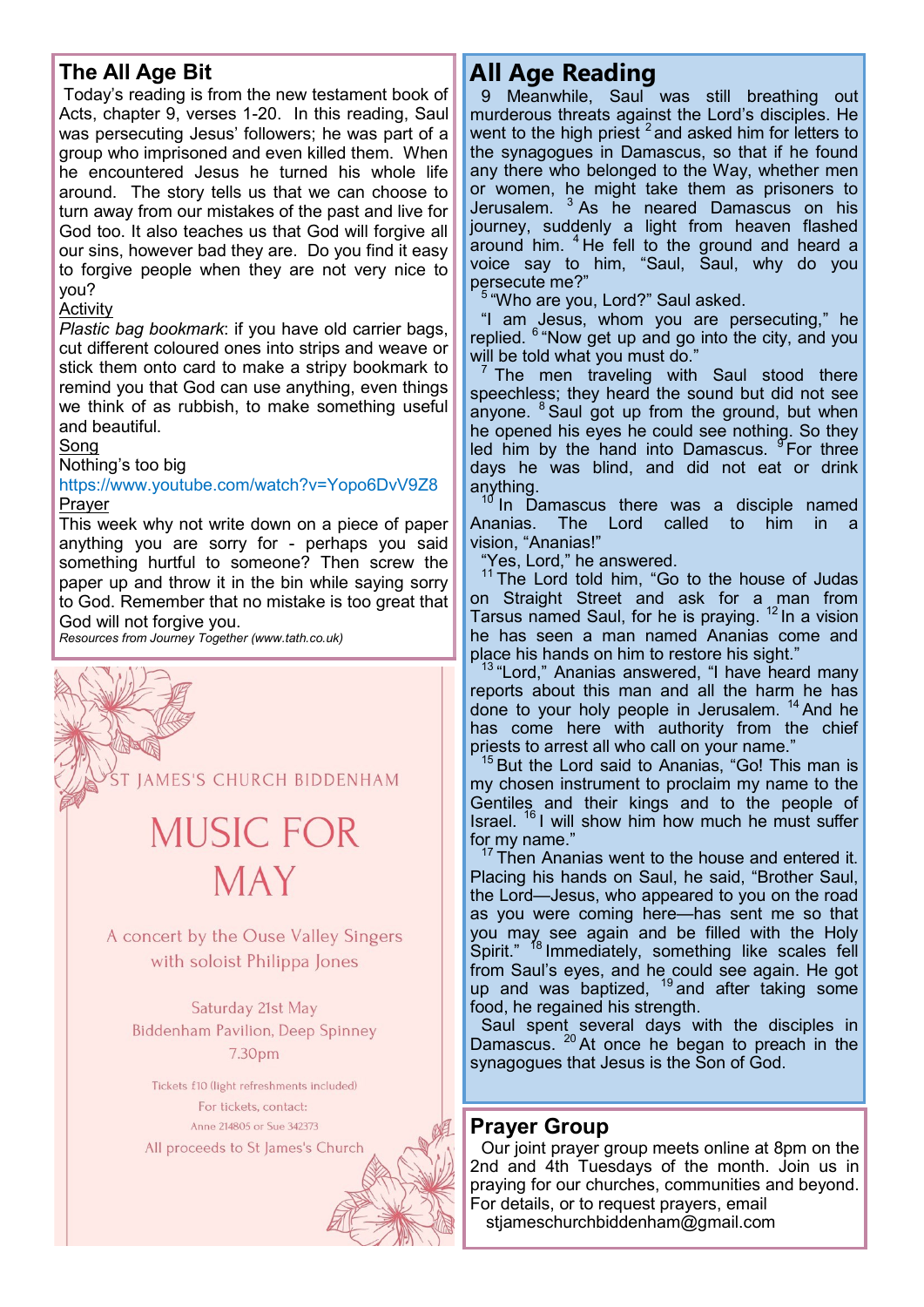## The All Age Bit

Today's reading is from the new testament book of Acts, chapter 9, verses 1-20. In this reading, Saul was persecuting Jesus' followers; he was part of a group who imprisoned and even killed them. When he encountered Jesus he turned his whole life around. The story tells us that we can choose to turn away from our mistakes of the past and live for God too. It also teaches us that God will forgive all our sins, however bad they are. Do you find it easy to forgive people when they are not very nice to you?

Activity

*Plastic bag bookmark*: if you have old carrier bags, cut different coloured ones into strips and weave or stick them onto card to make a stripy bookmark to remind you that God can use anything, even things we think of as rubbish, to make something useful and beautiful.

Song

Nothing's too big

https://www.youtube.com/watch?v=Yopo6DvV9Z8

Prayer

This week why not write down on a piece of paper anything you are sorry for - perhaps you said something hurtful to someone? Then screw the paper up and throw it in the bin while saying sorry to God. Remember that no mistake is too great that God will not forgive you.

*Resources from Journey Together (www.tath.co.uk)*

ST JAMES'S CHURCH BIDDENHAM

# MUSIC FOR MAY

A concert by the Ouse Valley Singers with soloist Philippa Jones

Saturday 21st May
Biddenham Pavilion, Deep Spinney
7.30pm

Tickets £10 (light refreshments included)
For tickets, contact:
Anne 214805 or Sue 342373
All proceeds to St James's Church

## All Age Reading

9 Meanwhile, Saul was still breathing out murderous threats against the Lord's disciples. He went to the high priest [2] and asked him for letters to the synagogues in Damascus, so that if he found any there who belonged to the Way, whether men or women, he might take them as prisoners to Jerusalem. [3] As he neared Damascus on his journey, suddenly a light from heaven flashed around him. [4] He fell to the ground and heard a voice say to him, "Saul, Saul, why do you persecute me?"

[5] "Who are you, Lord?" Saul asked.

"I am Jesus, whom you are persecuting," he replied. [6] "Now get up and go into the city, and you will be told what you must do."

[7] The men traveling with Saul stood there speechless; they heard the sound but did not see anyone. [8] Saul got up from the ground, but when he opened his eyes he could see nothing. So they led him by the hand into Damascus. [9] For three days he was blind, and did not eat or drink anything.

[10] In Damascus there was a disciple named Ananias. The Lord called to him in a vision, "Ananias!"

"Yes, Lord," he answered.

[11] The Lord told him, "Go to the house of Judas on Straight Street and ask for a man from Tarsus named Saul, for he is praying. [12] In a vision he has seen a man named Ananias come and place his hands on him to restore his sight."

[13] "Lord," Ananias answered, "I have heard many reports about this man and all the harm he has done to your holy people in Jerusalem. [14] And he has come here with authority from the chief priests to arrest all who call on your name."

[15] But the Lord said to Ananias, "Go! This man is my chosen instrument to proclaim my name to the Gentiles and their kings and to the people of Israel. [16] I will show him how much he must suffer for my name."

[17] Then Ananias went to the house and entered it. Placing his hands on Saul, he said, "Brother Saul, the Lord—Jesus, who appeared to you on the road as you were coming here—has sent me so that you may see again and be filled with the Holy Spirit." [18] Immediately, something like scales fell from Saul's eyes, and he could see again. He got up and was baptized, [19] and after taking some food, he regained his strength.

Saul spent several days with the disciples in Damascus. [20] At once he began to preach in the synagogues that Jesus is the Son of God.

## Prayer Group

Our joint prayer group meets online at 8pm on the 2nd and 4th Tuesdays of the month. Join us in praying for our churches, communities and beyond. For details, or to request prayers, email stjameschurchbiddenham@gmail.com